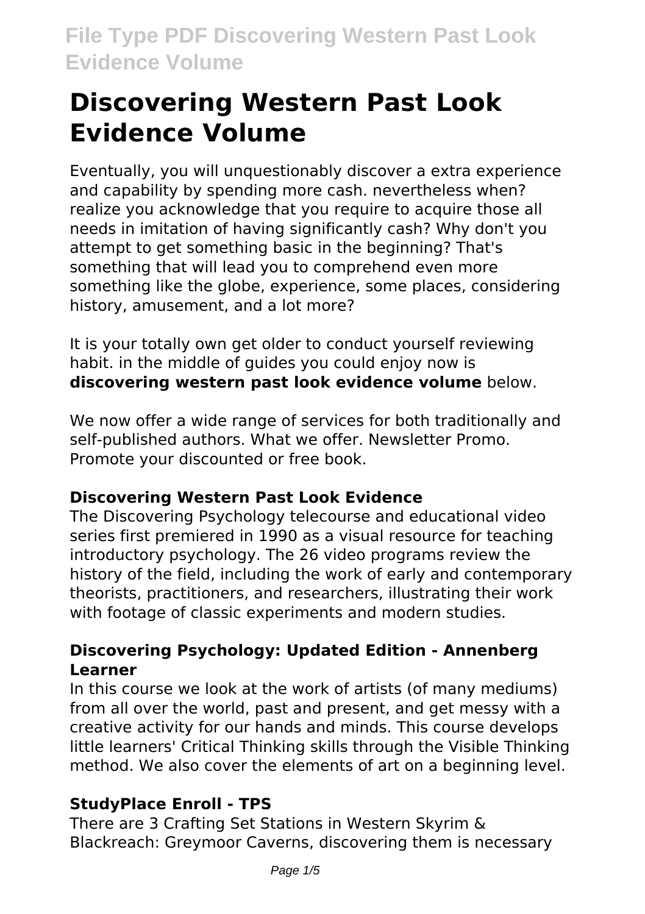# Discovering Western Past Look Evidence Volume

Eventually, you will unquestionably discover a extra experience and capability by spending more cash. nevertheless when? realize you acknowledge that you require to acquire those all needs in imitation of having significantly cash? Why don't you attempt to get something basic in the beginning? That's something that will lead you to comprehend even more something like the globe, experience, some places, considering history, amusement, and a lot more?

It is your totally own get older to conduct yourself reviewing habit. in the middle of guides you could enjoy now is **discovering western past look evidence volume** below.

We now offer a wide range of services for both traditionally and self-published authors. What we offer. Newsletter Promo. Promote your discounted or free book.

### Discovering Western Past Look Evidence

The Discovering Psychology telecourse and educational video series first premiered in 1990 as a visual resource for teaching introductory psychology. The 26 video programs review the history of the field, including the work of early and contemporary theorists, practitioners, and researchers, illustrating their work with footage of classic experiments and modern studies.

### Discovering Psychology: Updated Edition - Annenberg Learner

In this course we look at the work of artists (of many mediums) from all over the world, past and present, and get messy with a creative activity for our hands and minds. This course develops little learners' Critical Thinking skills through the Visible Thinking method. We also cover the elements of art on a beginning level.

### StudyPlace Enroll - TPS

There are 3 Crafting Set Stations in Western Skyrim & Blackreach: Greymoor Caverns, discovering them is necessary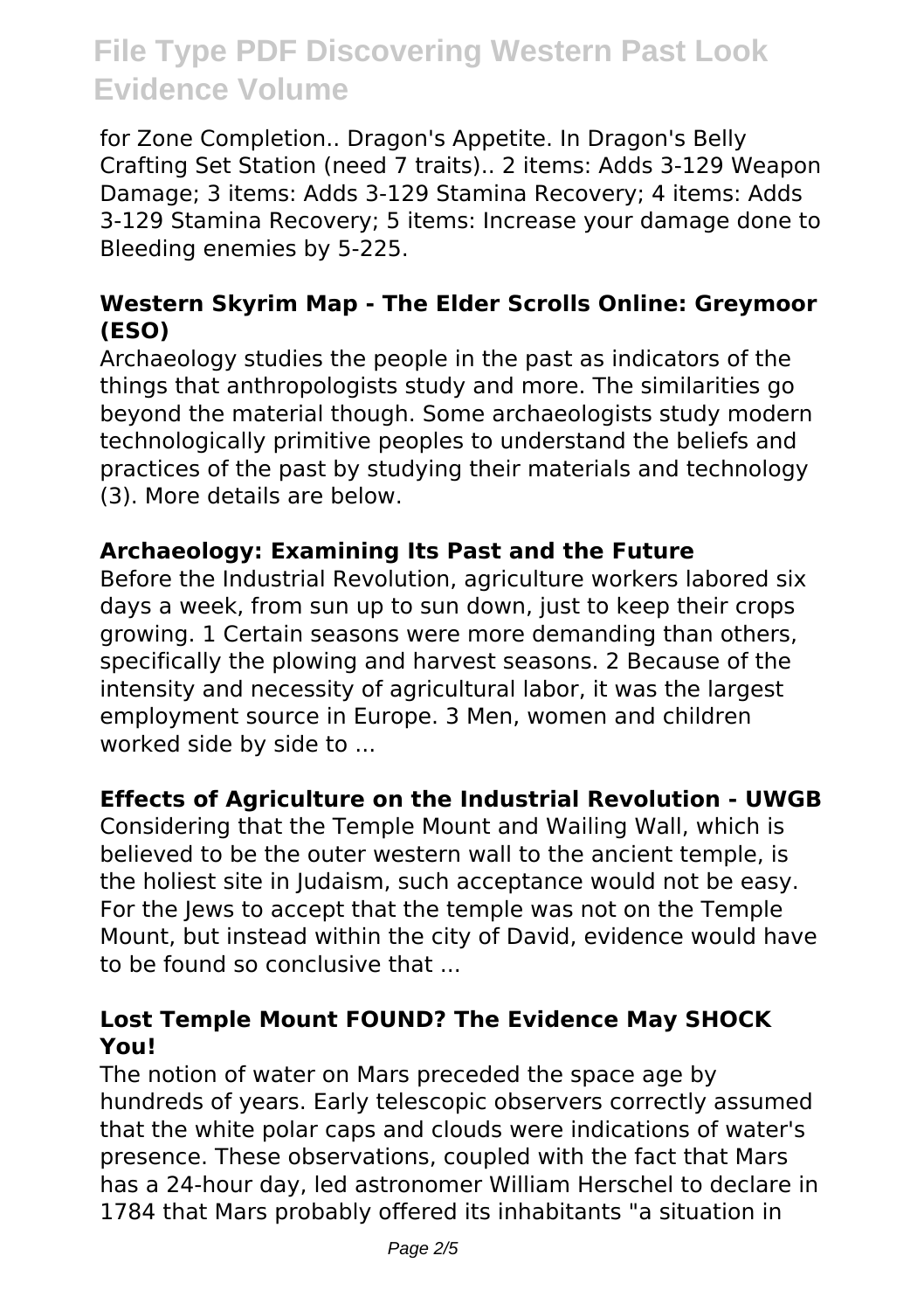for Zone Completion.. Dragon's Appetite. In Dragon's Belly Crafting Set Station (need 7 traits).. 2 items: Adds 3-129 Weapon Damage; 3 items: Adds 3-129 Stamina Recovery; 4 items: Adds 3-129 Stamina Recovery; 5 items: Increase your damage done to Bleeding enemies by 5-225.

### Western Skyrim Map - The Elder Scrolls Online: Greymoor (ESO)

Archaeology studies the people in the past as indicators of the things that anthropologists study and more. The similarities go beyond the material though. Some archaeologists study modern technologically primitive peoples to understand the beliefs and practices of the past by studying their materials and technology (3). More details are below.

### Archaeology: Examining Its Past and the Future

Before the Industrial Revolution, agriculture workers labored six days a week, from sun up to sun down, just to keep their crops growing. 1 Certain seasons were more demanding than others, specifically the plowing and harvest seasons. 2 Because of the intensity and necessity of agricultural labor, it was the largest employment source in Europe. 3 Men, women and children worked side by side to ...

### Effects of Agriculture on the Industrial Revolution - UWGB

Considering that the Temple Mount and Wailing Wall, which is believed to be the outer western wall to the ancient temple, is the holiest site in Judaism, such acceptance would not be easy. For the Jews to accept that the temple was not on the Temple Mount, but instead within the city of David, evidence would have to be found so conclusive that ...

### Lost Temple Mount FOUND? The Evidence May SHOCK You!

The notion of water on Mars preceded the space age by hundreds of years. Early telescopic observers correctly assumed that the white polar caps and clouds were indications of water's presence. These observations, coupled with the fact that Mars has a 24-hour day, led astronomer William Herschel to declare in 1784 that Mars probably offered its inhabitants "a situation in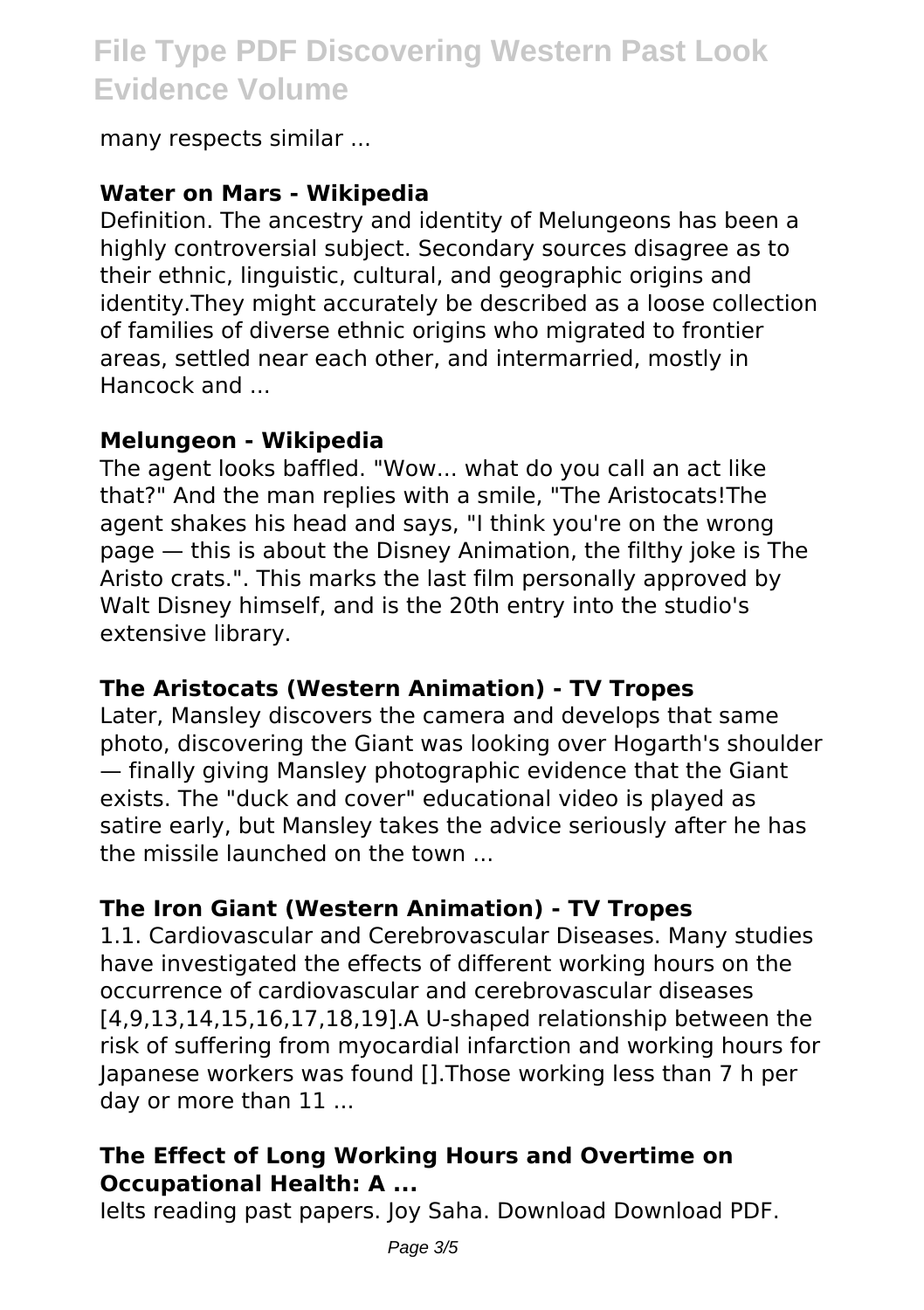many respects similar ...

### Water on Mars - Wikipedia

Definition. The ancestry and identity of Melungeons has been a highly controversial subject. Secondary sources disagree as to their ethnic, linguistic, cultural, and geographic origins and identity.They might accurately be described as a loose collection of families of diverse ethnic origins who migrated to frontier areas, settled near each other, and intermarried, mostly in Hancock and ...

### Melungeon - Wikipedia

The agent looks baffled. "Wow... what do you call an act like that?" And the man replies with a smile, "The Aristocats!The agent shakes his head and says, "I think you're on the wrong page — this is about the Disney Animation, the filthy joke is The Aristo crats.". This marks the last film personally approved by Walt Disney himself, and is the 20th entry into the studio's extensive library.

### The Aristocats (Western Animation) - TV Tropes

Later, Mansley discovers the camera and develops that same photo, discovering the Giant was looking over Hogarth's shoulder — finally giving Mansley photographic evidence that the Giant exists. The "duck and cover" educational video is played as satire early, but Mansley takes the advice seriously after he has the missile launched on the town ...

### The Iron Giant (Western Animation) - TV Tropes

1.1. Cardiovascular and Cerebrovascular Diseases. Many studies have investigated the effects of different working hours on the occurrence of cardiovascular and cerebrovascular diseases [4,9,13,14,15,16,17,18,19].A U-shaped relationship between the risk of suffering from myocardial infarction and working hours for Japanese workers was found [].Those working less than 7 h per day or more than 11 ...

### The Effect of Long Working Hours and Overtime on Occupational Health: A ...

Ielts reading past papers. Joy Saha. Download Download PDF.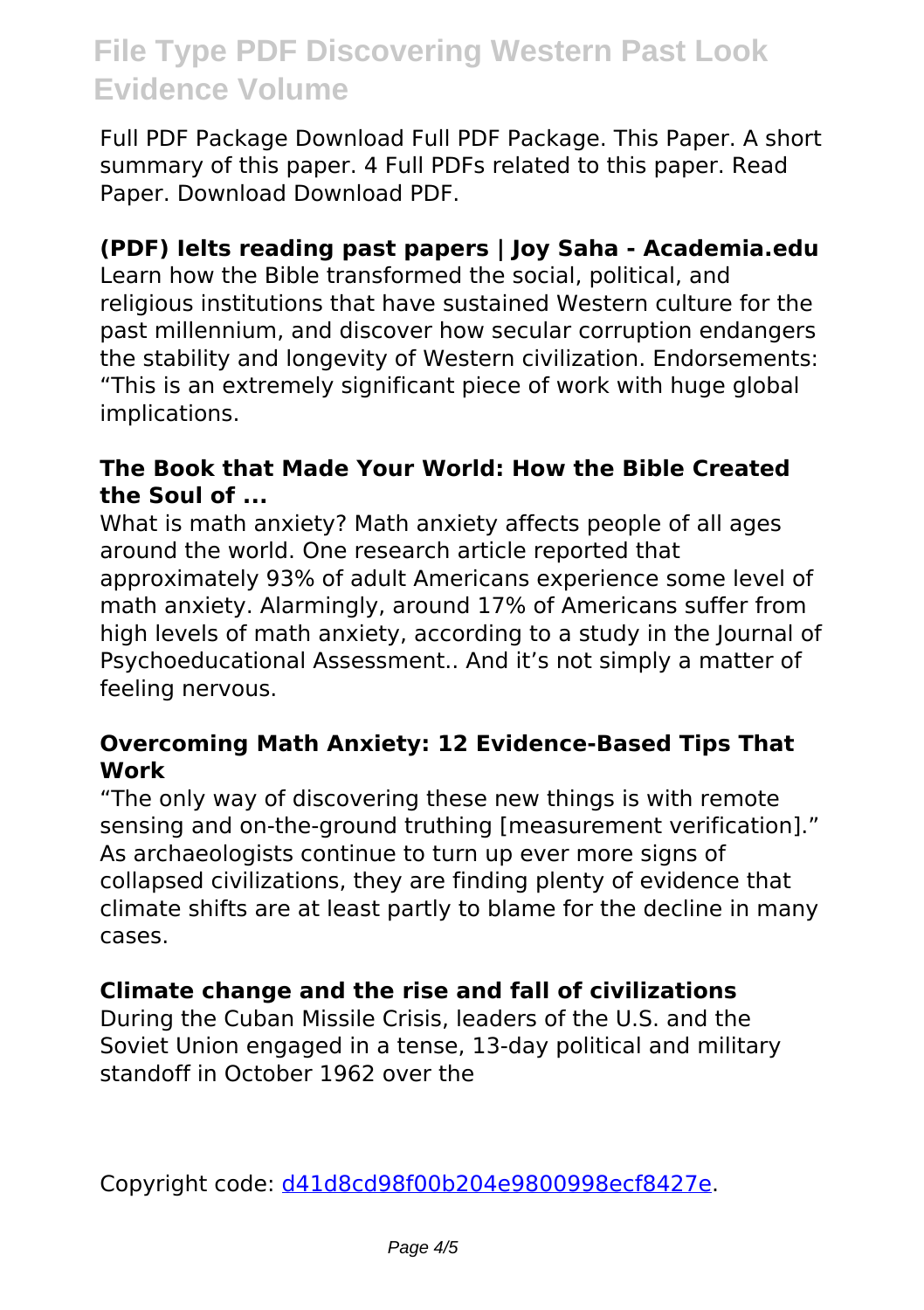Full PDF Package Download Full PDF Package. This Paper. A short summary of this paper. 4 Full PDFs related to this paper. Read Paper. Download Download PDF.

### (PDF) Ielts reading past papers | Joy Saha - Academia.edu

Learn how the Bible transformed the social, political, and religious institutions that have sustained Western culture for the past millennium, and discover how secular corruption endangers the stability and longevity of Western civilization. Endorsements: “This is an extremely significant piece of work with huge global implications.

### The Book that Made Your World: How the Bible Created the Soul of ...

What is math anxiety? Math anxiety affects people of all ages around the world. One research article reported that approximately 93% of adult Americans experience some level of math anxiety. Alarmingly, around 17% of Americans suffer from high levels of math anxiety, according to a study in the Journal of Psychoeducational Assessment.. And it’s not simply a matter of feeling nervous.

### Overcoming Math Anxiety: 12 Evidence-Based Tips That Work

“The only way of discovering these new things is with remote sensing and on-the-ground truthing [measurement verification].” As archaeologists continue to turn up ever more signs of collapsed civilizations, they are finding plenty of evidence that climate shifts are at least partly to blame for the decline in many cases.

### Climate change and the rise and fall of civilizations

During the Cuban Missile Crisis, leaders of the U.S. and the Soviet Union engaged in a tense, 13-day political and military standoff in October 1962 over the

Copyright code: d41d8cd98f00b204e9800998ecf8427e.